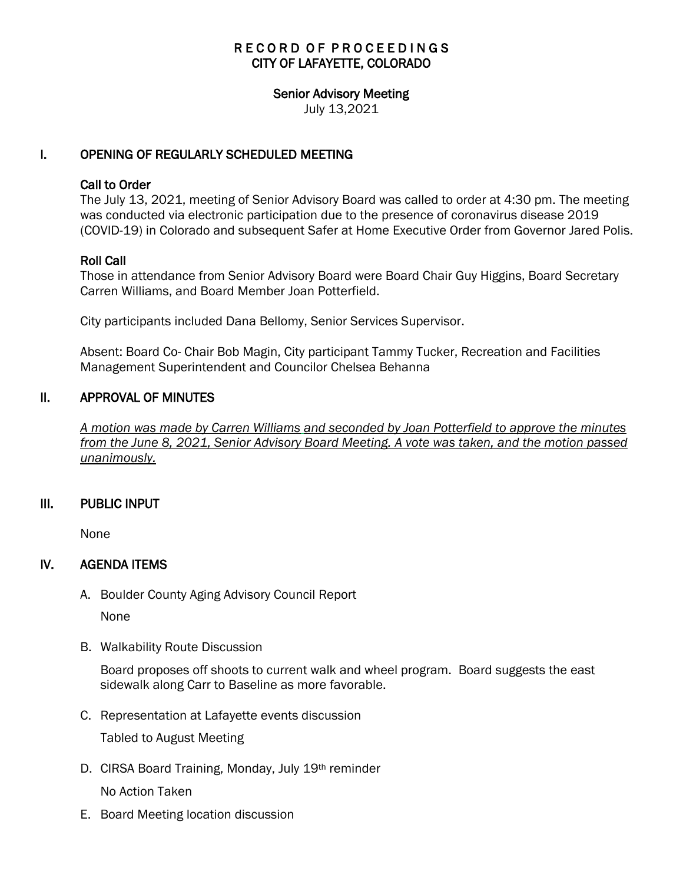# R E C O R D O F P R O C E E D I N G S
# CITY OF LAFAYETTE, COLORADO

## Senior Advisory Meeting

July 13,2021

## I. OPENING OF REGULARLY SCHEDULED MEETING

### Call to Order

The July 13, 2021, meeting of Senior Advisory Board was called to order at 4:30 pm. The meeting was conducted via electronic participation due to the presence of coronavirus disease 2019 (COVID-19) in Colorado and subsequent Safer at Home Executive Order from Governor Jared Polis.

### Roll Call

Those in attendance from Senior Advisory Board were Board Chair Guy Higgins, Board Secretary Carren Williams, and Board Member Joan Potterfield.

City participants included Dana Bellomy, Senior Services Supervisor.

Absent: Board Co- Chair Bob Magin, City participant Tammy Tucker, Recreation and Facilities Management Superintendent and Councilor Chelsea Behanna

## II. APPROVAL OF MINUTES

*A motion was made by Carren Williams and seconded by Joan Potterfield to approve the minutes from the June 8, 2021, Senior Advisory Board Meeting. A vote was taken, and the motion passed unanimously.*

## III. PUBLIC INPUT

None

## IV. AGENDA ITEMS

A. Boulder County Aging Advisory Council Report

None

B. Walkability Route Discussion

Board proposes off shoots to current walk and wheel program. Board suggests the east sidewalk along Carr to Baseline as more favorable.

C. Representation at Lafayette events discussion

Tabled to August Meeting

D. CIRSA Board Training, Monday, July 19th reminder

No Action Taken

E. Board Meeting location discussion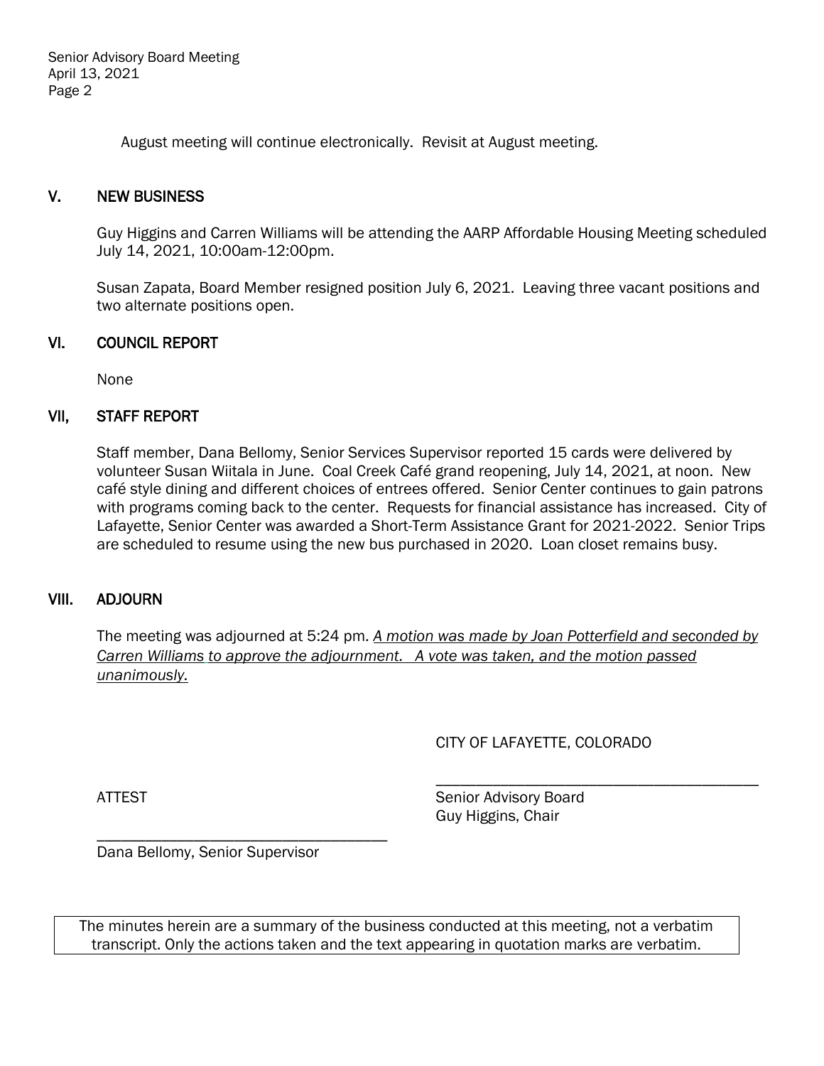August meeting will continue electronically. Revisit at August meeting.

## V. NEW BUSINESS

Guy Higgins and Carren Williams will be attending the AARP Affordable Housing Meeting scheduled July 14, 2021, 10:00am-12:00pm.

Susan Zapata, Board Member resigned position July 6, 2021. Leaving three vacant positions and two alternate positions open.

## VI. COUNCIL REPORT

None

## VII, STAFF REPORT

Staff member, Dana Bellomy, Senior Services Supervisor reported 15 cards were delivered by volunteer Susan Wiitala in June. Coal Creek Café grand reopening, July 14, 2021, at noon. New café style dining and different choices of entrees offered. Senior Center continues to gain patrons with programs coming back to the center. Requests for financial assistance has increased. City of Lafayette, Senior Center was awarded a Short-Term Assistance Grant for 2021-2022. Senior Trips are scheduled to resume using the new bus purchased in 2020. Loan closet remains busy.

## VIII. ADJOURN

The meeting was adjourned at 5:24 pm. *A motion was made by Joan Potterfield and seconded by Carren Williams to approve the adjournment. A vote was taken, and the motion passed unanimously.*

CITY OF LAFAYETTE, COLORADO

\_\_\_\_\_\_\_\_\_\_\_\_\_\_\_\_\_\_\_\_\_\_\_\_\_\_\_\_\_\_\_\_\_\_\_\_\_\_\_\_

Senior Advisory Board
Guy Higgins, Chair

ATTEST

\_\_\_\_\_\_\_\_\_\_\_\_\_\_\_\_\_\_\_\_\_\_\_\_\_\_\_\_\_\_\_\_\_\_\_\_\_\_\_\_

Dana Bellomy, Senior Supervisor

The minutes herein are a summary of the business conducted at this meeting, not a verbatim transcript. Only the actions taken and the text appearing in quotation marks are verbatim.